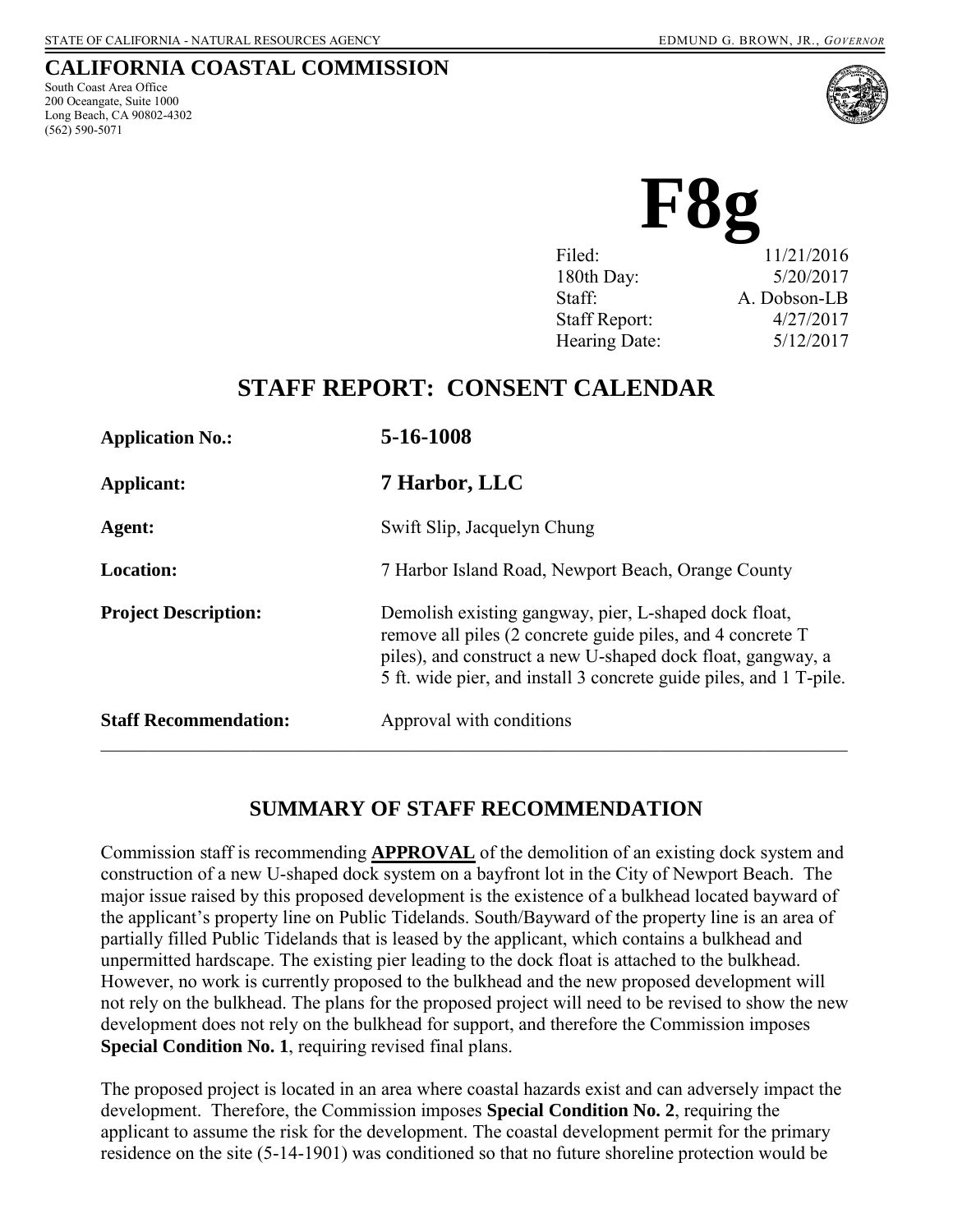STATE OF CALIFORNIA - NATURAL RESOURCES AGENCY

EDMUND G. BROWN, JR., *GOVERNOR*

**CALIFORNIA COASTAL COMMISSION**

South Coast Area Office
200 Oceangate, Suite 1000
Long Beach, CA 90802-4302
(562) 590-5071

# F8g

| | |
|---|---|
| Filed: | 11/21/2016 |
| 180th Day: | 5/20/2017 |
| Staff: | A. Dobson-LB |
| Staff Report: | 4/27/2017 |
| Hearing Date: | 5/12/2017 |

## STAFF REPORT: CONSENT CALENDAR

| | |
|---|---|
| **Application No.:** | **5-16-1008** |
| **Applicant:** | **7 Harbor, LLC** |
| **Agent:** | Swift Slip, Jacquelyn Chung |
| **Location:** | 7 Harbor Island Road, Newport Beach, Orange County |
| **Project Description:** | Demolish existing gangway, pier, L-shaped dock float, remove all piles (2 concrete guide piles, and 4 concrete T piles), and construct a new U-shaped dock float, gangway, a 5 ft. wide pier, and install 3 concrete guide piles, and 1 T-pile. |
| **Staff Recommendation:** | Approval with conditions |

### SUMMARY OF STAFF RECOMMENDATION

Commission staff is recommending **APPROVAL** of the demolition of an existing dock system and construction of a new U-shaped dock system on a bayfront lot in the City of Newport Beach. The major issue raised by this proposed development is the existence of a bulkhead located bayward of the applicant's property line on Public Tidelands. South/Bayward of the property line is an area of partially filled Public Tidelands that is leased by the applicant, which contains a bulkhead and unpermitted hardscape. The existing pier leading to the dock float is attached to the bulkhead. However, no work is currently proposed to the bulkhead and the new proposed development will not rely on the bulkhead. The plans for the proposed project will need to be revised to show the new development does not rely on the bulkhead for support, and therefore the Commission imposes **Special Condition No. 1**, requiring revised final plans.

The proposed project is located in an area where coastal hazards exist and can adversely impact the development. Therefore, the Commission imposes **Special Condition No. 2**, requiring the applicant to assume the risk for the development. The coastal development permit for the primary residence on the site (5-14-1901) was conditioned so that no future shoreline protection would be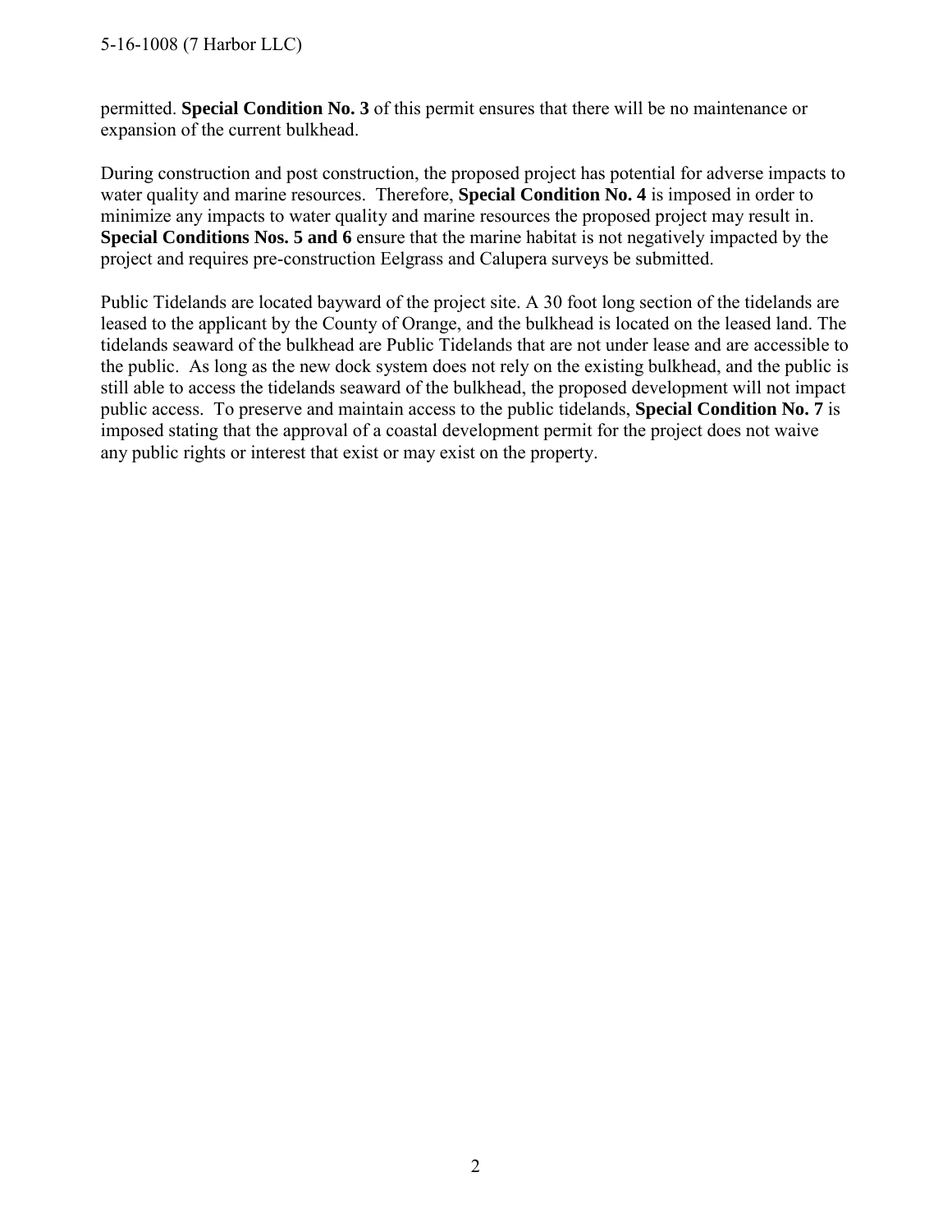permitted. **Special Condition No. 3** of this permit ensures that there will be no maintenance or expansion of the current bulkhead.

During construction and post construction, the proposed project has potential for adverse impacts to water quality and marine resources. Therefore, **Special Condition No. 4** is imposed in order to minimize any impacts to water quality and marine resources the proposed project may result in. **Special Conditions Nos. 5 and 6** ensure that the marine habitat is not negatively impacted by the project and requires pre-construction Eelgrass and Calupera surveys be submitted.

Public Tidelands are located bayward of the project site. A 30 foot long section of the tidelands are leased to the applicant by the County of Orange, and the bulkhead is located on the leased land. The tidelands seaward of the bulkhead are Public Tidelands that are not under lease and are accessible to the public. As long as the new dock system does not rely on the existing bulkhead, and the public is still able to access the tidelands seaward of the bulkhead, the proposed development will not impact public access. To preserve and maintain access to the public tidelands, **Special Condition No. 7** is imposed stating that the approval of a coastal development permit for the project does not waive any public rights or interest that exist or may exist on the property.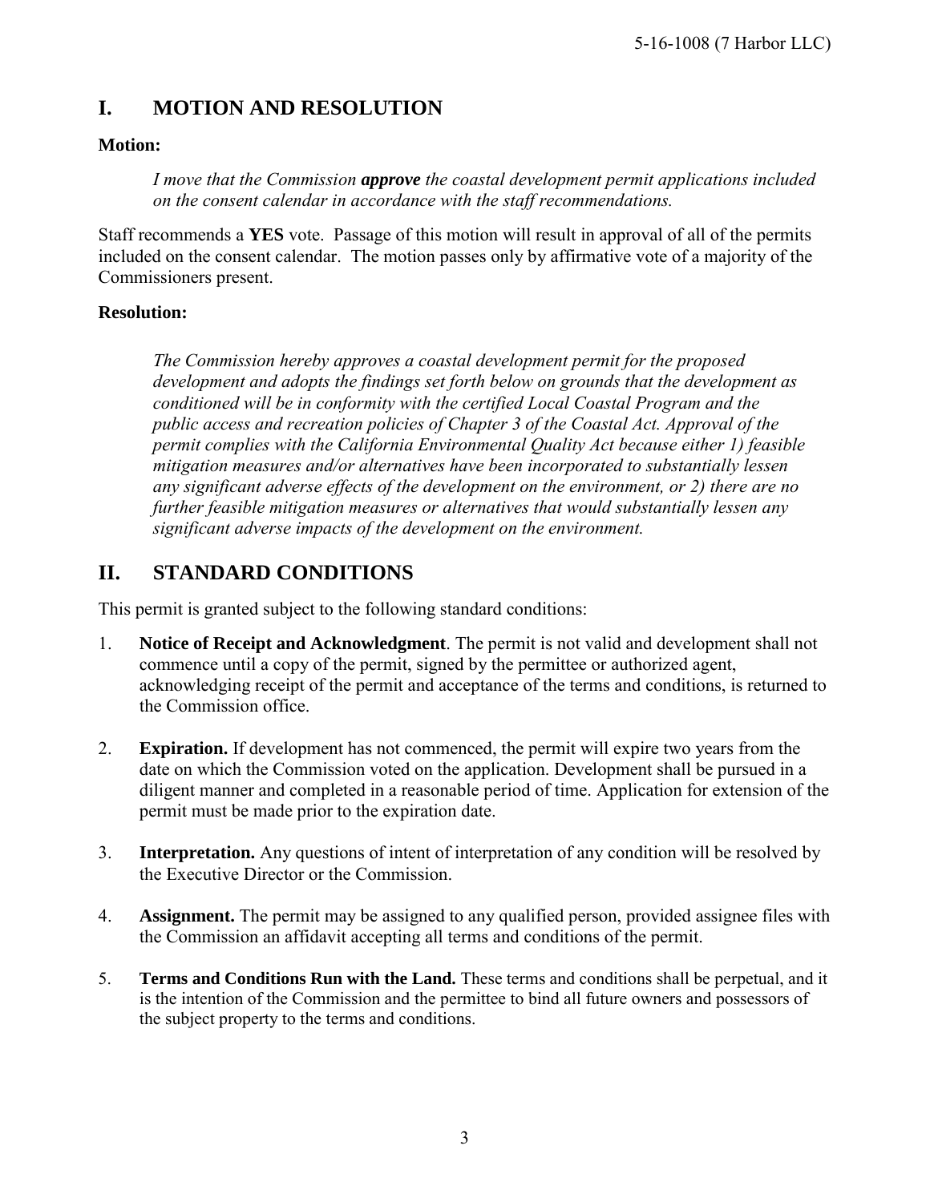## I. MOTION AND RESOLUTION

**Motion:**

> *I move that the Commission **approve** the coastal development permit applications included on the consent calendar in accordance with the staff recommendations.*

Staff recommends a **YES** vote. Passage of this motion will result in approval of all of the permits included on the consent calendar. The motion passes only by affirmative vote of a majority of the Commissioners present.

**Resolution:**

> *The Commission hereby approves a coastal development permit for the proposed development and adopts the findings set forth below on grounds that the development as conditioned will be in conformity with the certified Local Coastal Program and the public access and recreation policies of Chapter 3 of the Coastal Act. Approval of the permit complies with the California Environmental Quality Act because either 1) feasible mitigation measures and/or alternatives have been incorporated to substantially lessen any significant adverse effects of the development on the environment, or 2) there are no further feasible mitigation measures or alternatives that would substantially lessen any significant adverse impacts of the development on the environment.*

## II. STANDARD CONDITIONS

This permit is granted subject to the following standard conditions:

1. **Notice of Receipt and Acknowledgment**. The permit is not valid and development shall not commence until a copy of the permit, signed by the permittee or authorized agent, acknowledging receipt of the permit and acceptance of the terms and conditions, is returned to the Commission office.

2. **Expiration.** If development has not commenced, the permit will expire two years from the date on which the Commission voted on the application. Development shall be pursued in a diligent manner and completed in a reasonable period of time. Application for extension of the permit must be made prior to the expiration date.

3. **Interpretation.** Any questions of intent of interpretation of any condition will be resolved by the Executive Director or the Commission.

4. **Assignment.** The permit may be assigned to any qualified person, provided assignee files with the Commission an affidavit accepting all terms and conditions of the permit.

5. **Terms and Conditions Run with the Land.** These terms and conditions shall be perpetual, and it is the intention of the Commission and the permittee to bind all future owners and possessors of the subject property to the terms and conditions.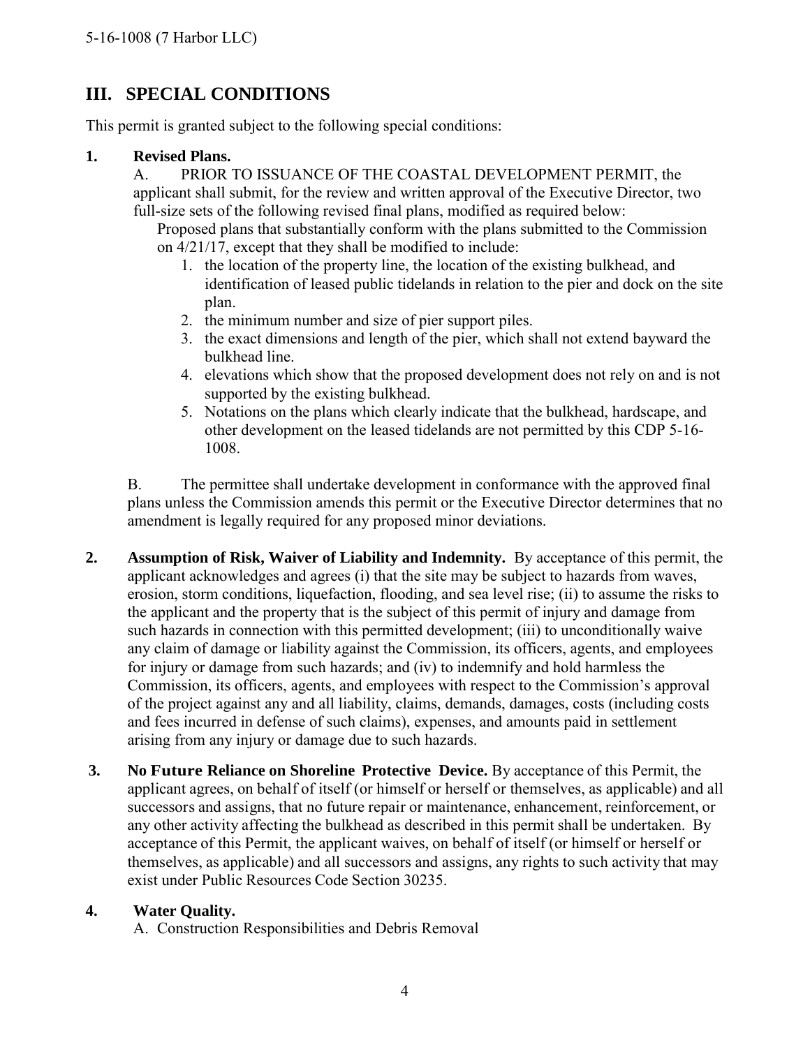## III. SPECIAL CONDITIONS

This permit is granted subject to the following special conditions:

**1. Revised Plans.**

A. PRIOR TO ISSUANCE OF THE COASTAL DEVELOPMENT PERMIT, the applicant shall submit, for the review and written approval of the Executive Director, two full-size sets of the following revised final plans, modified as required below:

Proposed plans that substantially conform with the plans submitted to the Commission on 4/21/17, except that they shall be modified to include:

1. the location of the property line, the location of the existing bulkhead, and identification of leased public tidelands in relation to the pier and dock on the site plan.
2. the minimum number and size of pier support piles.
3. the exact dimensions and length of the pier, which shall not extend bayward the bulkhead line.
4. elevations which show that the proposed development does not rely on and is not supported by the existing bulkhead.
5. Notations on the plans which clearly indicate that the bulkhead, hardscape, and other development on the leased tidelands are not permitted by this CDP 5-16-1008.

B. The permittee shall undertake development in conformance with the approved final plans unless the Commission amends this permit or the Executive Director determines that no amendment is legally required for any proposed minor deviations.

**2. Assumption of Risk, Waiver of Liability and Indemnity.** By acceptance of this permit, the applicant acknowledges and agrees (i) that the site may be subject to hazards from waves, erosion, storm conditions, liquefaction, flooding, and sea level rise; (ii) to assume the risks to the applicant and the property that is the subject of this permit of injury and damage from such hazards in connection with this permitted development; (iii) to unconditionally waive any claim of damage or liability against the Commission, its officers, agents, and employees for injury or damage from such hazards; and (iv) to indemnify and hold harmless the Commission, its officers, agents, and employees with respect to the Commission's approval of the project against any and all liability, claims, demands, damages, costs (including costs and fees incurred in defense of such claims), expenses, and amounts paid in settlement arising from any injury or damage due to such hazards.

**3. No Future Reliance on Shoreline Protective Device.** By acceptance of this Permit, the applicant agrees, on behalf of itself (or himself or herself or themselves, as applicable) and all successors and assigns, that no future repair or maintenance, enhancement, reinforcement, or any other activity affecting the bulkhead as described in this permit shall be undertaken. By acceptance of this Permit, the applicant waives, on behalf of itself (or himself or herself or themselves, as applicable) and all successors and assigns, any rights to such activity that may exist under Public Resources Code Section 30235.

**4. Water Quality.**

A. Construction Responsibilities and Debris Removal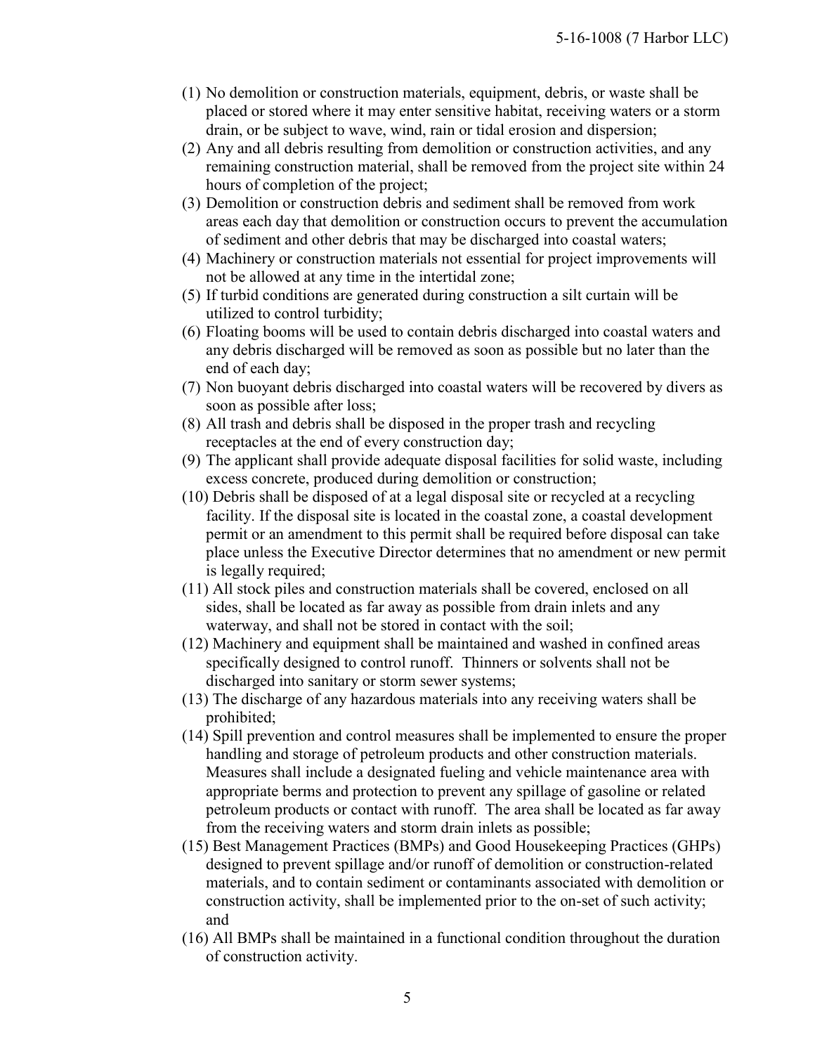(1) No demolition or construction materials, equipment, debris, or waste shall be placed or stored where it may enter sensitive habitat, receiving waters or a storm drain, or be subject to wave, wind, rain or tidal erosion and dispersion;
(2) Any and all debris resulting from demolition or construction activities, and any remaining construction material, shall be removed from the project site within 24 hours of completion of the project;
(3) Demolition or construction debris and sediment shall be removed from work areas each day that demolition or construction occurs to prevent the accumulation of sediment and other debris that may be discharged into coastal waters;
(4) Machinery or construction materials not essential for project improvements will not be allowed at any time in the intertidal zone;
(5) If turbid conditions are generated during construction a silt curtain will be utilized to control turbidity;
(6) Floating booms will be used to contain debris discharged into coastal waters and any debris discharged will be removed as soon as possible but no later than the end of each day;
(7) Non buoyant debris discharged into coastal waters will be recovered by divers as soon as possible after loss;
(8) All trash and debris shall be disposed in the proper trash and recycling receptacles at the end of every construction day;
(9) The applicant shall provide adequate disposal facilities for solid waste, including excess concrete, produced during demolition or construction;
(10) Debris shall be disposed of at a legal disposal site or recycled at a recycling facility. If the disposal site is located in the coastal zone, a coastal development permit or an amendment to this permit shall be required before disposal can take place unless the Executive Director determines that no amendment or new permit is legally required;
(11) All stock piles and construction materials shall be covered, enclosed on all sides, shall be located as far away as possible from drain inlets and any waterway, and shall not be stored in contact with the soil;
(12) Machinery and equipment shall be maintained and washed in confined areas specifically designed to control runoff. Thinners or solvents shall not be discharged into sanitary or storm sewer systems;
(13) The discharge of any hazardous materials into any receiving waters shall be prohibited;
(14) Spill prevention and control measures shall be implemented to ensure the proper handling and storage of petroleum products and other construction materials. Measures shall include a designated fueling and vehicle maintenance area with appropriate berms and protection to prevent any spillage of gasoline or related petroleum products or contact with runoff. The area shall be located as far away from the receiving waters and storm drain inlets as possible;
(15) Best Management Practices (BMPs) and Good Housekeeping Practices (GHPs) designed to prevent spillage and/or runoff of demolition or construction-related materials, and to contain sediment or contaminants associated with demolition or construction activity, shall be implemented prior to the on-set of such activity; and
(16) All BMPs shall be maintained in a functional condition throughout the duration of construction activity.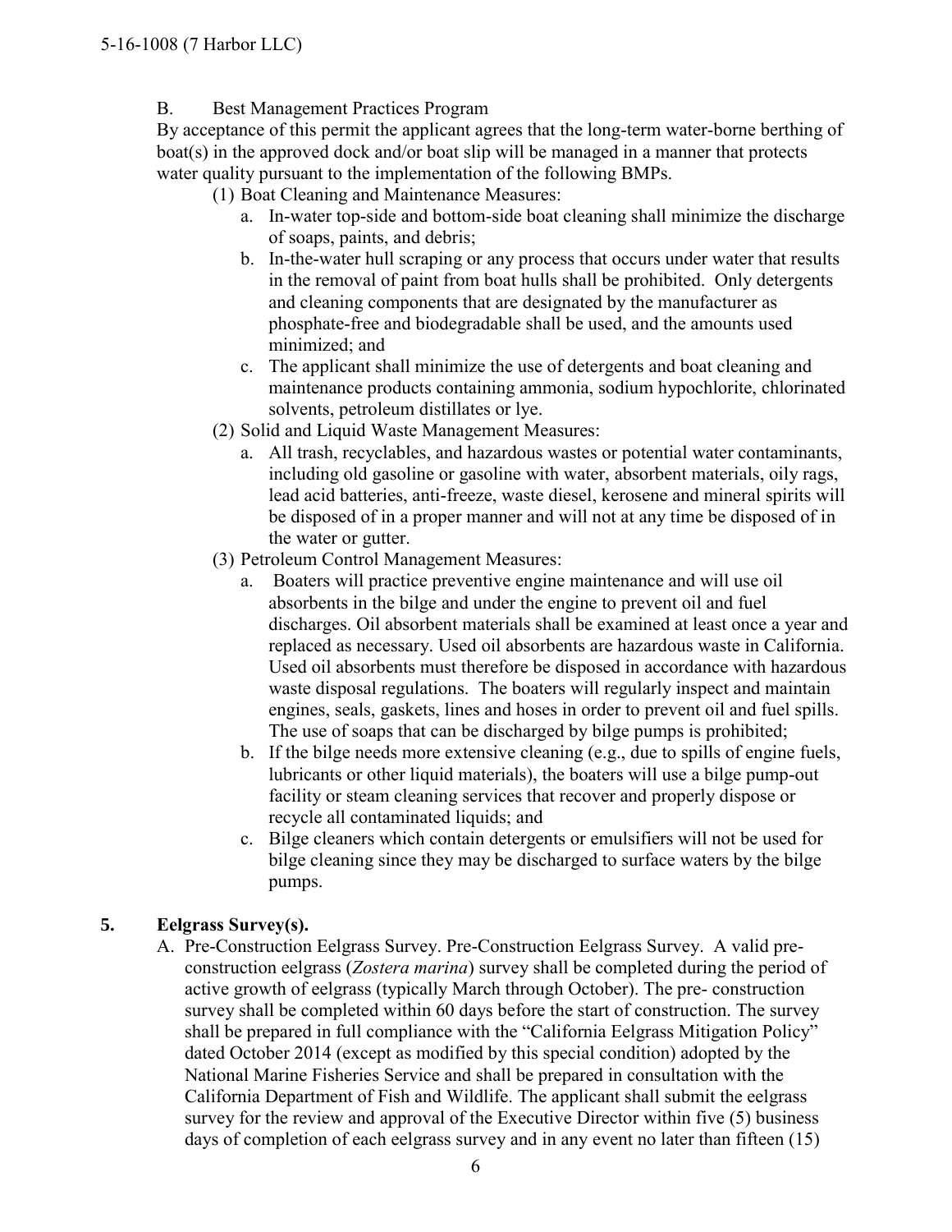B. Best Management Practices Program

By acceptance of this permit the applicant agrees that the long-term water-borne berthing of boat(s) in the approved dock and/or boat slip will be managed in a manner that protects water quality pursuant to the implementation of the following BMPs.

(1) Boat Cleaning and Maintenance Measures:

a. In-water top-side and bottom-side boat cleaning shall minimize the discharge of soaps, paints, and debris;

b. In-the-water hull scraping or any process that occurs under water that results in the removal of paint from boat hulls shall be prohibited. Only detergents and cleaning components that are designated by the manufacturer as phosphate-free and biodegradable shall be used, and the amounts used minimized; and

c. The applicant shall minimize the use of detergents and boat cleaning and maintenance products containing ammonia, sodium hypochlorite, chlorinated solvents, petroleum distillates or lye.

(2) Solid and Liquid Waste Management Measures:

a. All trash, recyclables, and hazardous wastes or potential water contaminants, including old gasoline or gasoline with water, absorbent materials, oily rags, lead acid batteries, anti-freeze, waste diesel, kerosene and mineral spirits will be disposed of in a proper manner and will not at any time be disposed of in the water or gutter.

(3) Petroleum Control Management Measures:

a. Boaters will practice preventive engine maintenance and will use oil absorbents in the bilge and under the engine to prevent oil and fuel discharges. Oil absorbent materials shall be examined at least once a year and replaced as necessary. Used oil absorbents are hazardous waste in California. Used oil absorbents must therefore be disposed in accordance with hazardous waste disposal regulations. The boaters will regularly inspect and maintain engines, seals, gaskets, lines and hoses in order to prevent oil and fuel spills. The use of soaps that can be discharged by bilge pumps is prohibited;

b. If the bilge needs more extensive cleaning (e.g., due to spills of engine fuels, lubricants or other liquid materials), the boaters will use a bilge pump-out facility or steam cleaning services that recover and properly dispose or recycle all contaminated liquids; and

c. Bilge cleaners which contain detergents or emulsifiers will not be used for bilge cleaning since they may be discharged to surface waters by the bilge pumps.

**5. Eelgrass Survey(s).**

A. Pre-Construction Eelgrass Survey. Pre-Construction Eelgrass Survey. A valid pre-construction eelgrass (*Zostera marina*) survey shall be completed during the period of active growth of eelgrass (typically March through October). The pre- construction survey shall be completed within 60 days before the start of construction. The survey shall be prepared in full compliance with the "California Eelgrass Mitigation Policy" dated October 2014 (except as modified by this special condition) adopted by the National Marine Fisheries Service and shall be prepared in consultation with the California Department of Fish and Wildlife. The applicant shall submit the eelgrass survey for the review and approval of the Executive Director within five (5) business days of completion of each eelgrass survey and in any event no later than fifteen (15)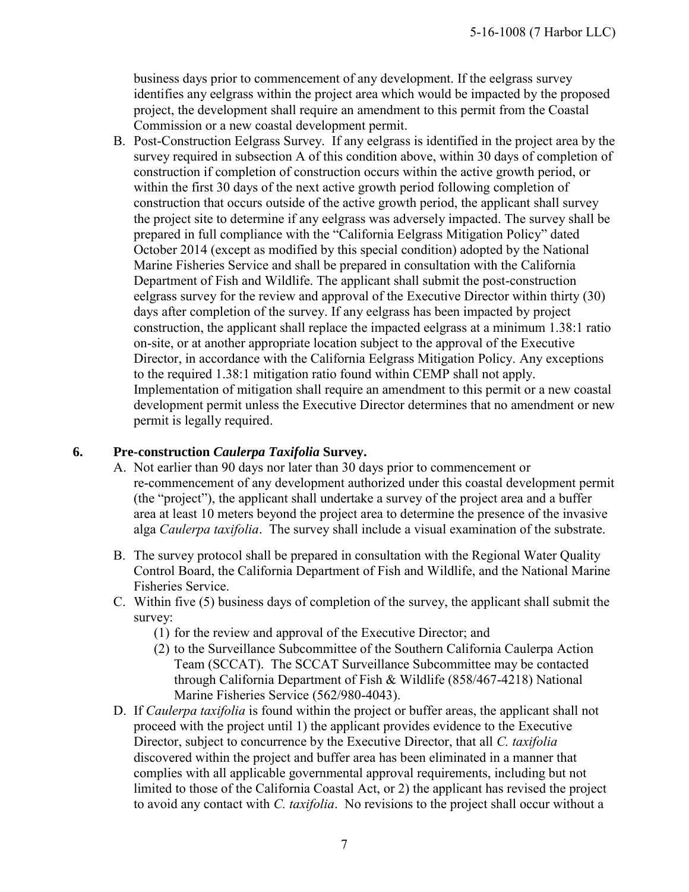business days prior to commencement of any development. If the eelgrass survey identifies any eelgrass within the project area which would be impacted by the proposed project, the development shall require an amendment to this permit from the Coastal Commission or a new coastal development permit.

B. Post-Construction Eelgrass Survey. If any eelgrass is identified in the project area by the survey required in subsection A of this condition above, within 30 days of completion of construction if completion of construction occurs within the active growth period, or within the first 30 days of the next active growth period following completion of construction that occurs outside of the active growth period, the applicant shall survey the project site to determine if any eelgrass was adversely impacted. The survey shall be prepared in full compliance with the "California Eelgrass Mitigation Policy" dated October 2014 (except as modified by this special condition) adopted by the National Marine Fisheries Service and shall be prepared in consultation with the California Department of Fish and Wildlife. The applicant shall submit the post-construction eelgrass survey for the review and approval of the Executive Director within thirty (30) days after completion of the survey. If any eelgrass has been impacted by project construction, the applicant shall replace the impacted eelgrass at a minimum 1.38:1 ratio on-site, or at another appropriate location subject to the approval of the Executive Director, in accordance with the California Eelgrass Mitigation Policy. Any exceptions to the required 1.38:1 mitigation ratio found within CEMP shall not apply. Implementation of mitigation shall require an amendment to this permit or a new coastal development permit unless the Executive Director determines that no amendment or new permit is legally required.

**6. Pre-construction *Caulerpa Taxifolia* Survey.**

A. Not earlier than 90 days nor later than 30 days prior to commencement or re-commencement of any development authorized under this coastal development permit (the "project"), the applicant shall undertake a survey of the project area and a buffer area at least 10 meters beyond the project area to determine the presence of the invasive alga *Caulerpa taxifolia*. The survey shall include a visual examination of the substrate.

B. The survey protocol shall be prepared in consultation with the Regional Water Quality Control Board, the California Department of Fish and Wildlife, and the National Marine Fisheries Service.

C. Within five (5) business days of completion of the survey, the applicant shall submit the survey:

   (1) for the review and approval of the Executive Director; and

   (2) to the Surveillance Subcommittee of the Southern California Caulerpa Action Team (SCCAT). The SCCAT Surveillance Subcommittee may be contacted through California Department of Fish & Wildlife (858/467-4218) National Marine Fisheries Service (562/980-4043).

D. If *Caulerpa taxifolia* is found within the project or buffer areas, the applicant shall not proceed with the project until 1) the applicant provides evidence to the Executive Director, subject to concurrence by the Executive Director, that all *C. taxifolia* discovered within the project and buffer area has been eliminated in a manner that complies with all applicable governmental approval requirements, including but not limited to those of the California Coastal Act, or 2) the applicant has revised the project to avoid any contact with *C. taxifolia*. No revisions to the project shall occur without a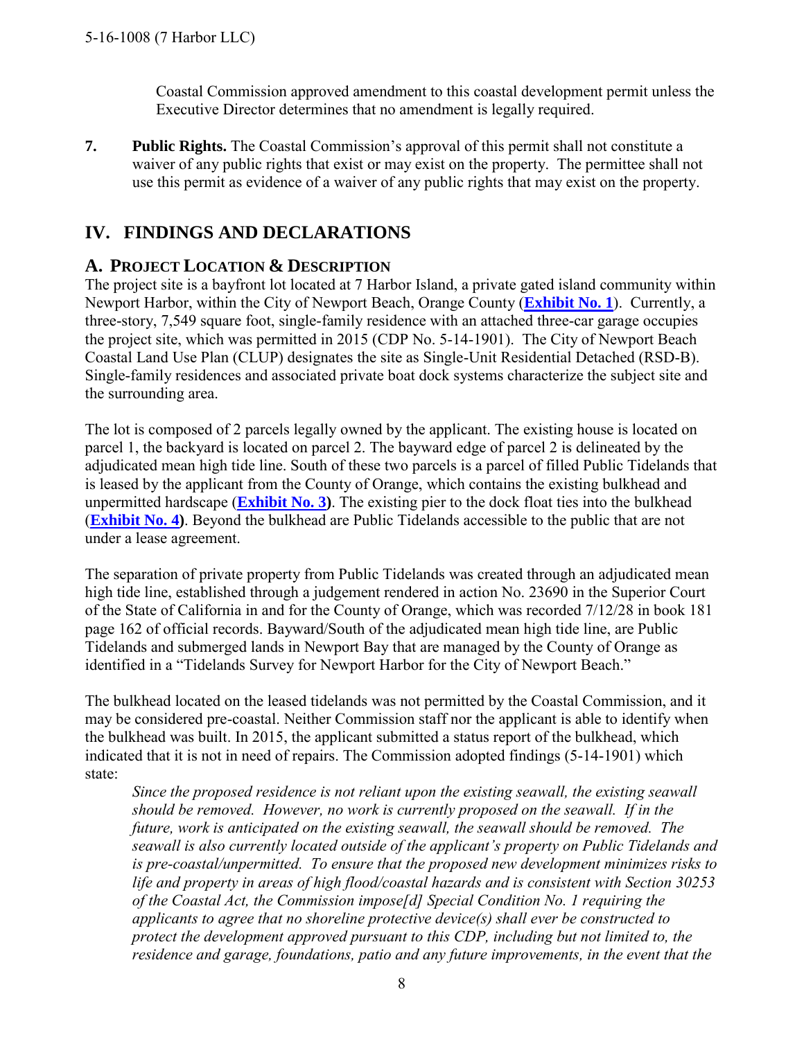Coastal Commission approved amendment to this coastal development permit unless the Executive Director determines that no amendment is legally required.

7. **Public Rights.** The Coastal Commission's approval of this permit shall not constitute a waiver of any public rights that exist or may exist on the property. The permittee shall not use this permit as evidence of a waiver of any public rights that may exist on the property.

# IV. FINDINGS AND DECLARATIONS

## A. PROJECT LOCATION & DESCRIPTION

The project site is a bayfront lot located at 7 Harbor Island, a private gated island community within Newport Harbor, within the City of Newport Beach, Orange County (**Exhibit No. 1**). Currently, a three-story, 7,549 square foot, single-family residence with an attached three-car garage occupies the project site, which was permitted in 2015 (CDP No. 5-14-1901). The City of Newport Beach Coastal Land Use Plan (CLUP) designates the site as Single-Unit Residential Detached (RSD-B). Single-family residences and associated private boat dock systems characterize the subject site and the surrounding area.

The lot is composed of 2 parcels legally owned by the applicant. The existing house is located on parcel 1, the backyard is located on parcel 2. The bayward edge of parcel 2 is delineated by the adjudicated mean high tide line. South of these two parcels is a parcel of filled Public Tidelands that is leased by the applicant from the County of Orange, which contains the existing bulkhead and unpermitted hardscape (**Exhibit No. 3**). The existing pier to the dock float ties into the bulkhead (**Exhibit No. 4**). Beyond the bulkhead are Public Tidelands accessible to the public that are not under a lease agreement.

The separation of private property from Public Tidelands was created through an adjudicated mean high tide line, established through a judgement rendered in action No. 23690 in the Superior Court of the State of California in and for the County of Orange, which was recorded 7/12/28 in book 181 page 162 of official records. Bayward/South of the adjudicated mean high tide line, are Public Tidelands and submerged lands in Newport Bay that are managed by the County of Orange as identified in a "Tidelands Survey for Newport Harbor for the City of Newport Beach."

The bulkhead located on the leased tidelands was not permitted by the Coastal Commission, and it may be considered pre-coastal. Neither Commission staff nor the applicant is able to identify when the bulkhead was built. In 2015, the applicant submitted a status report of the bulkhead, which indicated that it is not in need of repairs. The Commission adopted findings (5-14-1901) which state:

> *Since the proposed residence is not reliant upon the existing seawall, the existing seawall should be removed. However, no work is currently proposed on the seawall. If in the future, work is anticipated on the existing seawall, the seawall should be removed. The seawall is also currently located outside of the applicant's property on Public Tidelands and is pre-coastal/unpermitted. To ensure that the proposed new development minimizes risks to life and property in areas of high flood/coastal hazards and is consistent with Section 30253 of the Coastal Act, the Commission impose[d] Special Condition No. 1 requiring the applicants to agree that no shoreline protective device(s) shall ever be constructed to protect the development approved pursuant to this CDP, including but not limited to, the residence and garage, foundations, patio and any future improvements, in the event that the*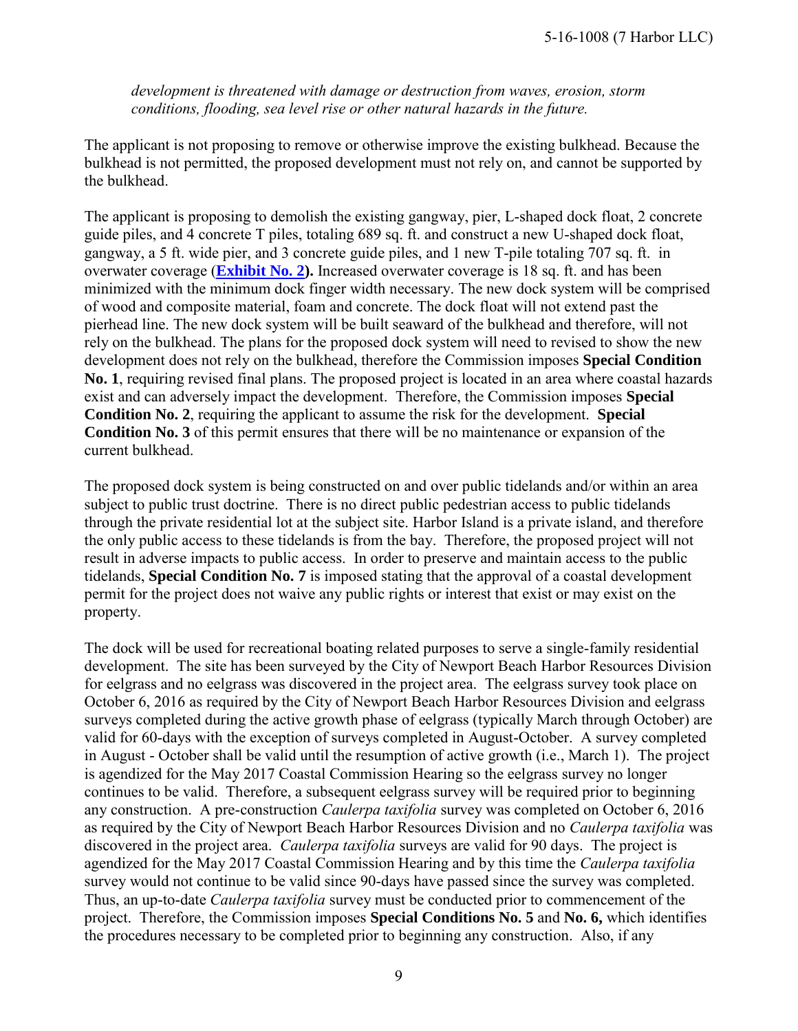*development is threatened with damage or destruction from waves, erosion, storm conditions, flooding, sea level rise or other natural hazards in the future.*

The applicant is not proposing to remove or otherwise improve the existing bulkhead. Because the bulkhead is not permitted, the proposed development must not rely on, and cannot be supported by the bulkhead.

The applicant is proposing to demolish the existing gangway, pier, L-shaped dock float, 2 concrete guide piles, and 4 concrete T piles, totaling 689 sq. ft. and construct a new U-shaped dock float, gangway, a 5 ft. wide pier, and 3 concrete guide piles, and 1 new T-pile totaling 707 sq. ft. in overwater coverage (**Exhibit No. 2**). Increased overwater coverage is 18 sq. ft. and has been minimized with the minimum dock finger width necessary. The new dock system will be comprised of wood and composite material, foam and concrete. The dock float will not extend past the pierhead line. The new dock system will be built seaward of the bulkhead and therefore, will not rely on the bulkhead. The plans for the proposed dock system will need to revised to show the new development does not rely on the bulkhead, therefore the Commission imposes **Special Condition No. 1**, requiring revised final plans. The proposed project is located in an area where coastal hazards exist and can adversely impact the development. Therefore, the Commission imposes **Special Condition No. 2**, requiring the applicant to assume the risk for the development. **Special Condition No. 3** of this permit ensures that there will be no maintenance or expansion of the current bulkhead.

The proposed dock system is being constructed on and over public tidelands and/or within an area subject to public trust doctrine. There is no direct public pedestrian access to public tidelands through the private residential lot at the subject site. Harbor Island is a private island, and therefore the only public access to these tidelands is from the bay. Therefore, the proposed project will not result in adverse impacts to public access. In order to preserve and maintain access to the public tidelands, **Special Condition No. 7** is imposed stating that the approval of a coastal development permit for the project does not waive any public rights or interest that exist or may exist on the property.

The dock will be used for recreational boating related purposes to serve a single-family residential development. The site has been surveyed by the City of Newport Beach Harbor Resources Division for eelgrass and no eelgrass was discovered in the project area. The eelgrass survey took place on October 6, 2016 as required by the City of Newport Beach Harbor Resources Division and eelgrass surveys completed during the active growth phase of eelgrass (typically March through October) are valid for 60-days with the exception of surveys completed in August-October. A survey completed in August - October shall be valid until the resumption of active growth (i.e., March 1). The project is agendized for the May 2017 Coastal Commission Hearing so the eelgrass survey no longer continues to be valid. Therefore, a subsequent eelgrass survey will be required prior to beginning any construction. A pre-construction *Caulerpa taxifolia* survey was completed on October 6, 2016 as required by the City of Newport Beach Harbor Resources Division and no *Caulerpa taxifolia* was discovered in the project area. *Caulerpa taxifolia* surveys are valid for 90 days. The project is agendized for the May 2017 Coastal Commission Hearing and by this time the *Caulerpa taxifolia* survey would not continue to be valid since 90-days have passed since the survey was completed. Thus, an up-to-date *Caulerpa taxifolia* survey must be conducted prior to commencement of the project. Therefore, the Commission imposes **Special Conditions No. 5** and **No. 6,** which identifies the procedures necessary to be completed prior to beginning any construction. Also, if any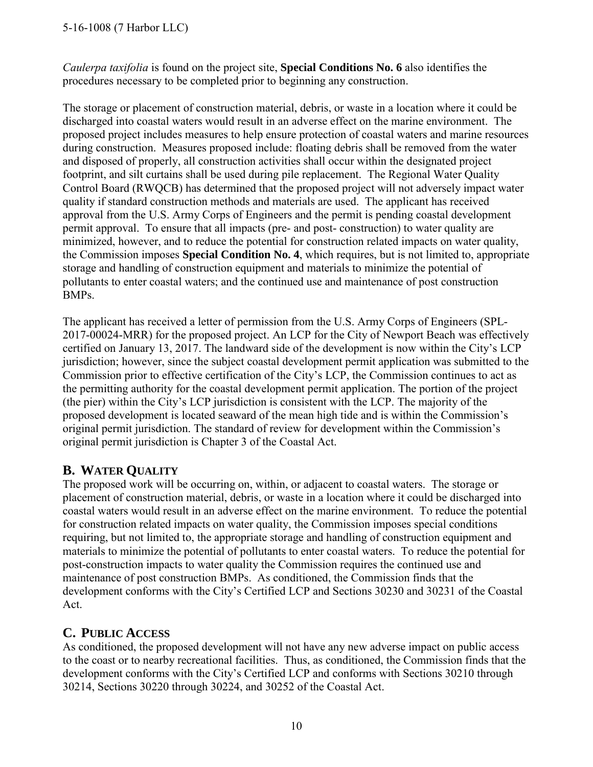*Caulerpa taxifolia* is found on the project site, **Special Conditions No. 6** also identifies the procedures necessary to be completed prior to beginning any construction.

The storage or placement of construction material, debris, or waste in a location where it could be discharged into coastal waters would result in an adverse effect on the marine environment. The proposed project includes measures to help ensure protection of coastal waters and marine resources during construction. Measures proposed include: floating debris shall be removed from the water and disposed of properly, all construction activities shall occur within the designated project footprint, and silt curtains shall be used during pile replacement. The Regional Water Quality Control Board (RWQCB) has determined that the proposed project will not adversely impact water quality if standard construction methods and materials are used. The applicant has received approval from the U.S. Army Corps of Engineers and the permit is pending coastal development permit approval. To ensure that all impacts (pre- and post- construction) to water quality are minimized, however, and to reduce the potential for construction related impacts on water quality, the Commission imposes **Special Condition No. 4**, which requires, but is not limited to, appropriate storage and handling of construction equipment and materials to minimize the potential of pollutants to enter coastal waters; and the continued use and maintenance of post construction BMPs.

The applicant has received a letter of permission from the U.S. Army Corps of Engineers (SPL-2017-00024-MRR) for the proposed project. An LCP for the City of Newport Beach was effectively certified on January 13, 2017. The landward side of the development is now within the City's LCP jurisdiction; however, since the subject coastal development permit application was submitted to the Commission prior to effective certification of the City's LCP, the Commission continues to act as the permitting authority for the coastal development permit application. The portion of the project (the pier) within the City's LCP jurisdiction is consistent with the LCP. The majority of the proposed development is located seaward of the mean high tide and is within the Commission's original permit jurisdiction. The standard of review for development within the Commission's original permit jurisdiction is Chapter 3 of the Coastal Act.

## B. WATER QUALITY

The proposed work will be occurring on, within, or adjacent to coastal waters. The storage or placement of construction material, debris, or waste in a location where it could be discharged into coastal waters would result in an adverse effect on the marine environment. To reduce the potential for construction related impacts on water quality, the Commission imposes special conditions requiring, but not limited to, the appropriate storage and handling of construction equipment and materials to minimize the potential of pollutants to enter coastal waters. To reduce the potential for post-construction impacts to water quality the Commission requires the continued use and maintenance of post construction BMPs. As conditioned, the Commission finds that the development conforms with the City's Certified LCP and Sections 30230 and 30231 of the Coastal Act.

## C. PUBLIC ACCESS

As conditioned, the proposed development will not have any new adverse impact on public access to the coast or to nearby recreational facilities. Thus, as conditioned, the Commission finds that the development conforms with the City's Certified LCP and conforms with Sections 30210 through 30214, Sections 30220 through 30224, and 30252 of the Coastal Act.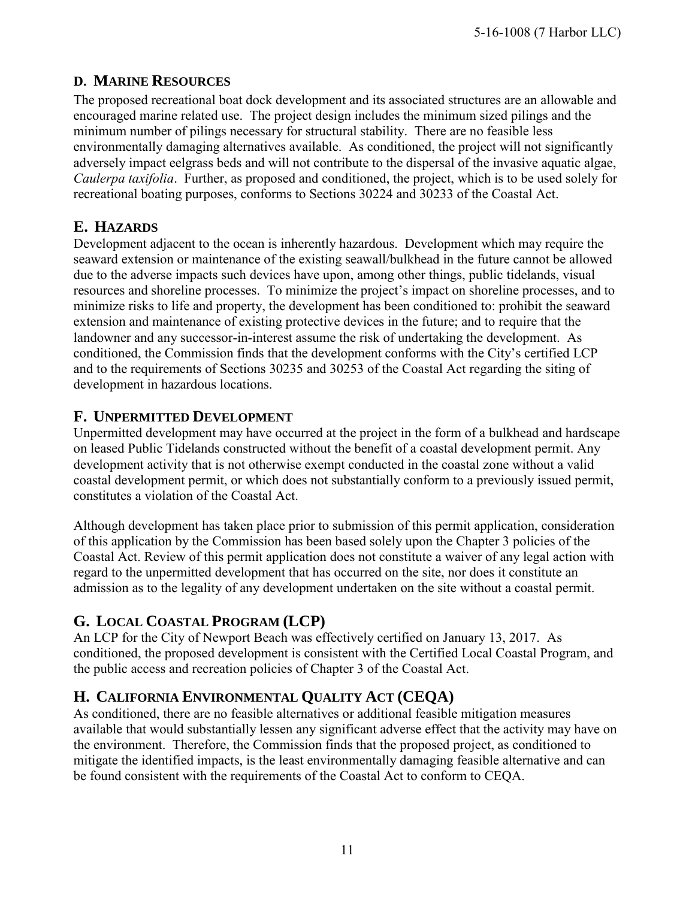## D. MARINE RESOURCES

The proposed recreational boat dock development and its associated structures are an allowable and encouraged marine related use. The project design includes the minimum sized pilings and the minimum number of pilings necessary for structural stability. There are no feasible less environmentally damaging alternatives available. As conditioned, the project will not significantly adversely impact eelgrass beds and will not contribute to the dispersal of the invasive aquatic algae, *Caulerpa taxifolia*. Further, as proposed and conditioned, the project, which is to be used solely for recreational boating purposes, conforms to Sections 30224 and 30233 of the Coastal Act.

## E. HAZARDS

Development adjacent to the ocean is inherently hazardous. Development which may require the seaward extension or maintenance of the existing seawall/bulkhead in the future cannot be allowed due to the adverse impacts such devices have upon, among other things, public tidelands, visual resources and shoreline processes. To minimize the project's impact on shoreline processes, and to minimize risks to life and property, the development has been conditioned to: prohibit the seaward extension and maintenance of existing protective devices in the future; and to require that the landowner and any successor-in-interest assume the risk of undertaking the development. As conditioned, the Commission finds that the development conforms with the City's certified LCP and to the requirements of Sections 30235 and 30253 of the Coastal Act regarding the siting of development in hazardous locations.

## F. UNPERMITTED DEVELOPMENT

Unpermitted development may have occurred at the project in the form of a bulkhead and hardscape on leased Public Tidelands constructed without the benefit of a coastal development permit. Any development activity that is not otherwise exempt conducted in the coastal zone without a valid coastal development permit, or which does not substantially conform to a previously issued permit, constitutes a violation of the Coastal Act.

Although development has taken place prior to submission of this permit application, consideration of this application by the Commission has been based solely upon the Chapter 3 policies of the Coastal Act. Review of this permit application does not constitute a waiver of any legal action with regard to the unpermitted development that has occurred on the site, nor does it constitute an admission as to the legality of any development undertaken on the site without a coastal permit.

## G. LOCAL COASTAL PROGRAM (LCP)

An LCP for the City of Newport Beach was effectively certified on January 13, 2017. As conditioned, the proposed development is consistent with the Certified Local Coastal Program, and the public access and recreation policies of Chapter 3 of the Coastal Act.

## H. CALIFORNIA ENVIRONMENTAL QUALITY ACT (CEQA)

As conditioned, there are no feasible alternatives or additional feasible mitigation measures available that would substantially lessen any significant adverse effect that the activity may have on the environment. Therefore, the Commission finds that the proposed project, as conditioned to mitigate the identified impacts, is the least environmentally damaging feasible alternative and can be found consistent with the requirements of the Coastal Act to conform to CEQA.